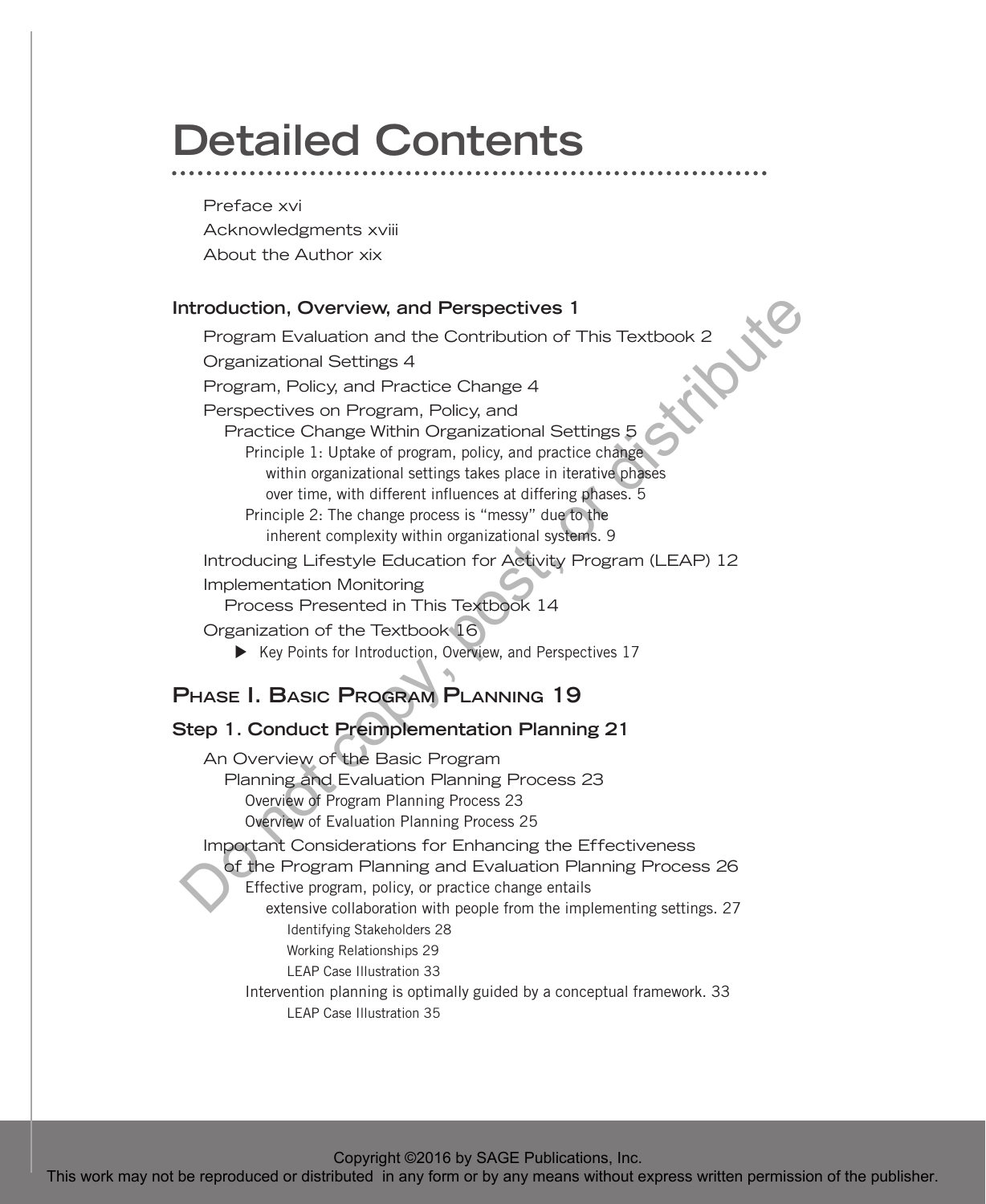# Detailed Contents

Preface xvi
Acknowledgments xviii
About the Author xix

## Introduction, Overview, and Perspectives 1

Program Evaluation and the Contribution of This Textbook 2
Organizational Settings 4
Program, Policy, and Practice Change 4
Perspectives on Program, Policy, and Practice Change Within Organizational Settings 5
- Principle 1: Uptake of program, policy, and practice change within organizational settings takes place in iterative phases over time, with different influences at differing phases. 5
- Principle 2: The change process is "messy" due to the inherent complexity within organizational systems. 9

Introducing Lifestyle Education for Activity Program (LEAP) 12
Implementation Monitoring Process Presented in This Textbook 14
Organization of the Textbook 16
- ▶ Key Points for Introduction, Overview, and Perspectives 17

## Phase I. Basic Program Planning 19

### Step 1. Conduct Preimplementation Planning 21

An Overview of the Basic Program Planning and Evaluation Planning Process 23
- Overview of Program Planning Process 23
- Overview of Evaluation Planning Process 25

Important Considerations for Enhancing the Effectiveness of the Program Planning and Evaluation Planning Process 26
- Effective program, policy, or practice change entails extensive collaboration with people from the implementing settings. 27
  - Identifying Stakeholders 28
  - Working Relationships 29
  - LEAP Case Illustration 33
- Intervention planning is optimally guided by a conceptual framework. 33
  - LEAP Case Illustration 35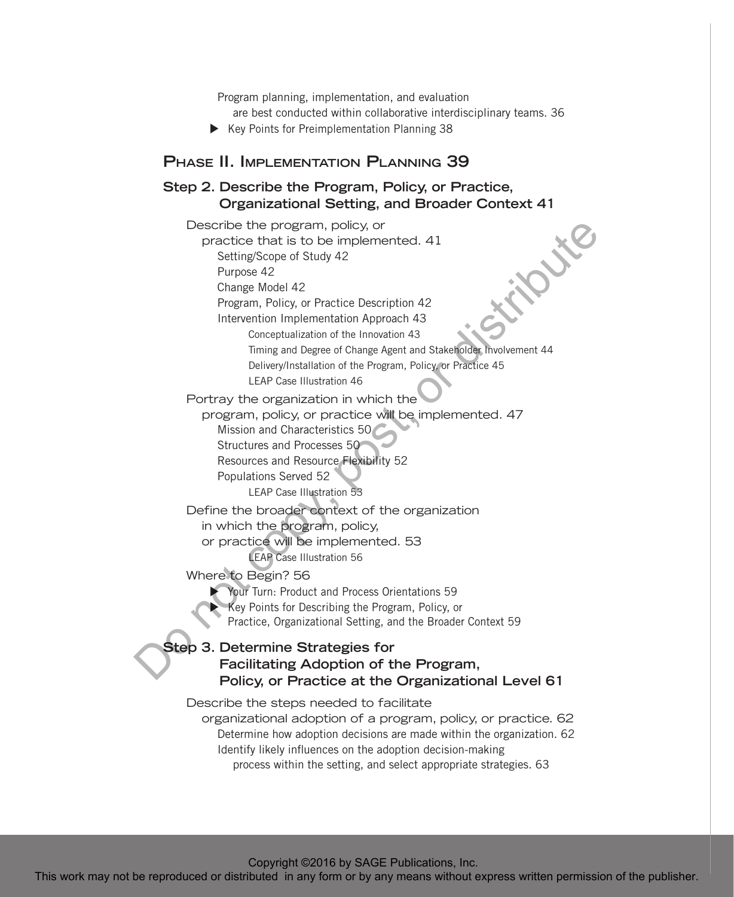Program planning, implementation, and evaluation are best conducted within collaborative interdisciplinary teams. 36

- Key Points for Preimplementation Planning 38

## Phase II. Implementation Planning 39

### Step 2. Describe the Program, Policy, or Practice, Organizational Setting, and Broader Context 41

Describe the program, policy, or practice that is to be implemented. 41

- Setting/Scope of Study 42
- Purpose 42
- Change Model 42
- Program, Policy, or Practice Description 42
- Intervention Implementation Approach 43
  - Conceptualization of the Innovation 43
  - Timing and Degree of Change Agent and Stakeholder Involvement 44
  - Delivery/Installation of the Program, Policy, or Practice 45
  - LEAP Case Illustration 46

Portray the organization in which the program, policy, or practice will be implemented. 47

- Mission and Characteristics 50
- Structures and Processes 50
- Resources and Resource Flexibility 52
- Populations Served 52
  - LEAP Case Illustration 53

Define the broader context of the organization in which the program, policy, or practice will be implemented. 53

- LEAP Case Illustration 56

Where to Begin? 56

- Your Turn: Product and Process Orientations 59
- Key Points for Describing the Program, Policy, or Practice, Organizational Setting, and the Broader Context 59

### Step 3. Determine Strategies for Facilitating Adoption of the Program, Policy, or Practice at the Organizational Level 61

Describe the steps needed to facilitate organizational adoption of a program, policy, or practice. 62

- Determine how adoption decisions are made within the organization. 62
- Identify likely influences on the adoption decision-making process within the setting, and select appropriate strategies. 63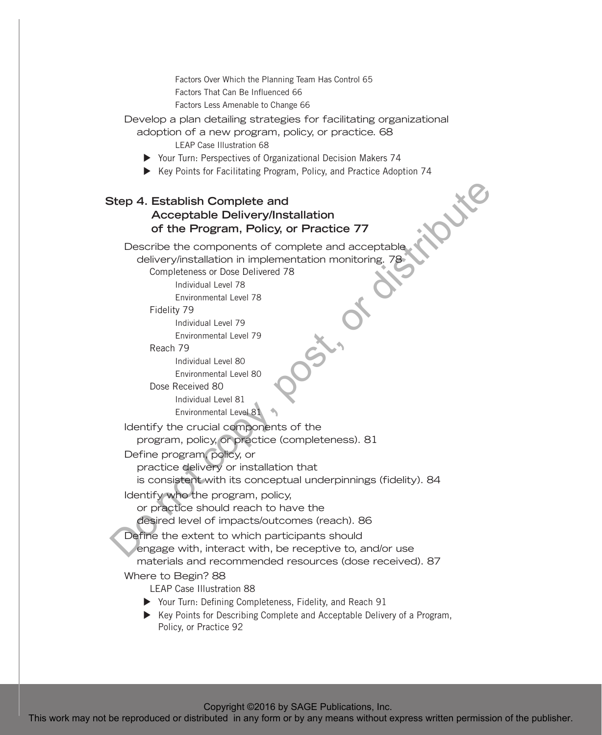Factors Over Which the Planning Team Has Control 65

Factors That Can Be Influenced 66

Factors Less Amenable to Change 66

Develop a plan detailing strategies for facilitating organizational adoption of a new program, policy, or practice. 68

LEAP Case Illustration 68

- Your Turn: Perspectives of Organizational Decision Makers 74
- Key Points for Facilitating Program, Policy, and Practice Adoption 74

## Step 4. Establish Complete and Acceptable Delivery/Installation of the Program, Policy, or Practice 77

Describe the components of complete and acceptable delivery/installation in implementation monitoring. 78

Completeness or Dose Delivered 78

Individual Level 78

Environmental Level 78

Fidelity 79

Individual Level 79

Environmental Level 79

Reach 79

Individual Level 80

Environmental Level 80

Dose Received 80

Individual Level 81

Environmental Level 81

Identify the crucial components of the program, policy, or practice (completeness). 81

Define program, policy, or practice delivery or installation that is consistent with its conceptual underpinnings (fidelity). 84

Identify who the program, policy, or practice should reach to have the desired level of impacts/outcomes (reach). 86

Define the extent to which participants should engage with, interact with, be receptive to, and/or use materials and recommended resources (dose received). 87

Where to Begin? 88

LEAP Case Illustration 88

- Your Turn: Defining Completeness, Fidelity, and Reach 91
- Key Points for Describing Complete and Acceptable Delivery of a Program, Policy, or Practice 92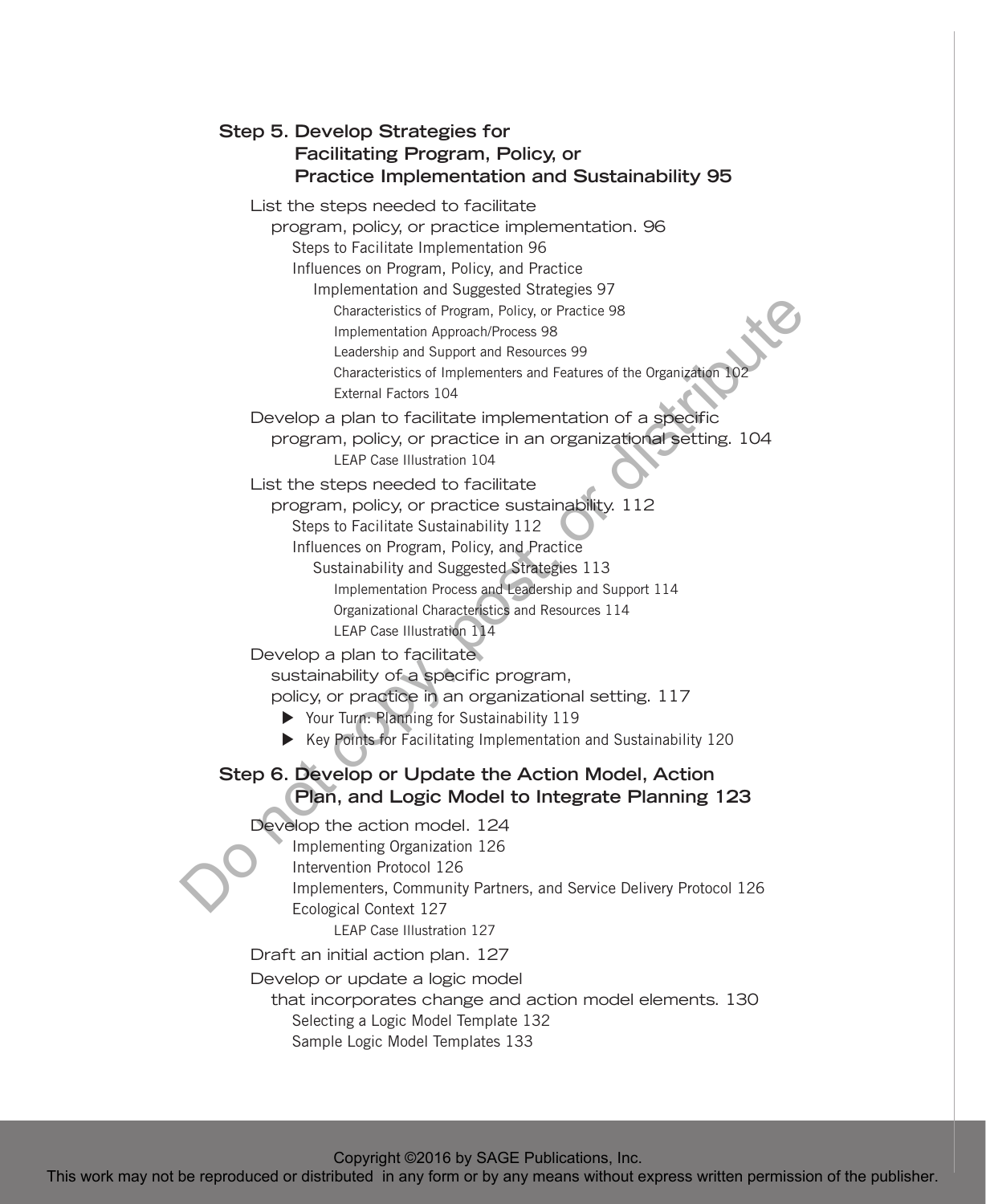## Step 5. Develop Strategies for Facilitating Program, Policy, or Practice Implementation and Sustainability 95

List the steps needed to facilitate program, policy, or practice implementation. 96

- Steps to Facilitate Implementation 96
- Influences on Program, Policy, and Practice Implementation and Suggested Strategies 97
  - Characteristics of Program, Policy, or Practice 98
  - Implementation Approach/Process 98
  - Leadership and Support and Resources 99
  - Characteristics of Implementers and Features of the Organization 102
  - External Factors 104

Develop a plan to facilitate implementation of a specific program, policy, or practice in an organizational setting. 104

- LEAP Case Illustration 104

List the steps needed to facilitate program, policy, or practice sustainability. 112

- Steps to Facilitate Sustainability 112
- Influences on Program, Policy, and Practice Sustainability and Suggested Strategies 113
  - Implementation Process and Leadership and Support 114
  - Organizational Characteristics and Resources 114
  - LEAP Case Illustration 114

Develop a plan to facilitate sustainability of a specific program, policy, or practice in an organizational setting. 117

- ▶ Your Turn: Planning for Sustainability 119
- ▶ Key Points for Facilitating Implementation and Sustainability 120

## Step 6. Develop or Update the Action Model, Action Plan, and Logic Model to Integrate Planning 123

Develop the action model. 124

- Implementing Organization 126
- Intervention Protocol 126
- Implementers, Community Partners, and Service Delivery Protocol 126
- Ecological Context 127
  - LEAP Case Illustration 127

Draft an initial action plan. 127

Develop or update a logic model that incorporates change and action model elements. 130

- Selecting a Logic Model Template 132
- Sample Logic Model Templates 133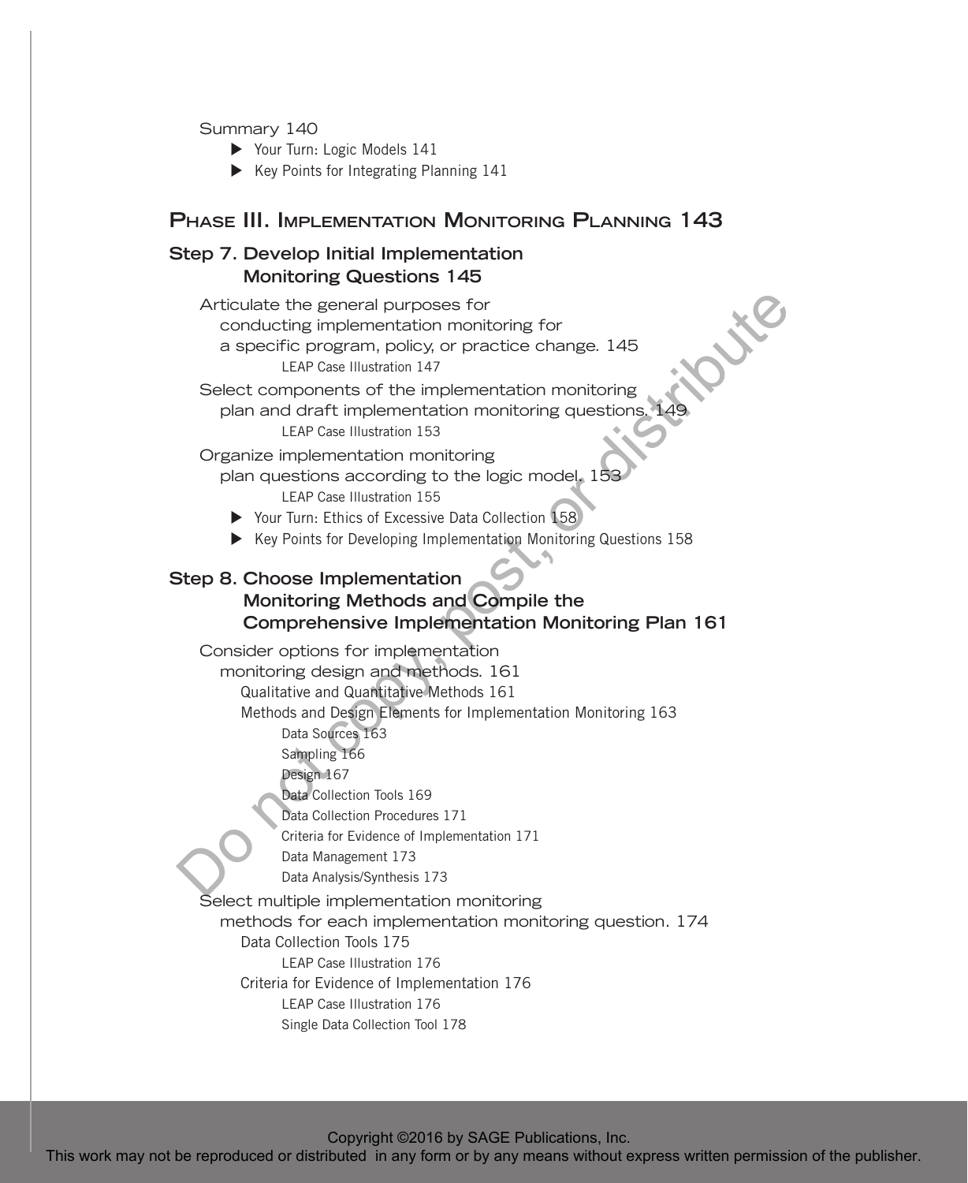Summary 140

- Your Turn: Logic Models 141
- Key Points for Integrating Planning 141

## Phase III. Implementation Monitoring Planning 143

### Step 7. Develop Initial Implementation Monitoring Questions 145

Articulate the general purposes for conducting implementation monitoring for a specific program, policy, or practice change. 145

LEAP Case Illustration 147

Select components of the implementation monitoring plan and draft implementation monitoring questions. 149

LEAP Case Illustration 153

Organize implementation monitoring plan questions according to the logic model. 153

LEAP Case Illustration 155

- Your Turn: Ethics of Excessive Data Collection 158
- Key Points for Developing Implementation Monitoring Questions 158

### Step 8. Choose Implementation Monitoring Methods and Compile the Comprehensive Implementation Monitoring Plan 161

Consider options for implementation monitoring design and methods. 161

Qualitative and Quantitative Methods 161

Methods and Design Elements for Implementation Monitoring 163

Data Sources 163

Sampling 166

Design 167

Data Collection Tools 169

Data Collection Procedures 171

Criteria for Evidence of Implementation 171

Data Management 173

Data Analysis/Synthesis 173

Select multiple implementation monitoring methods for each implementation monitoring question. 174

Data Collection Tools 175

LEAP Case Illustration 176

Criteria for Evidence of Implementation 176

LEAP Case Illustration 176

Single Data Collection Tool 178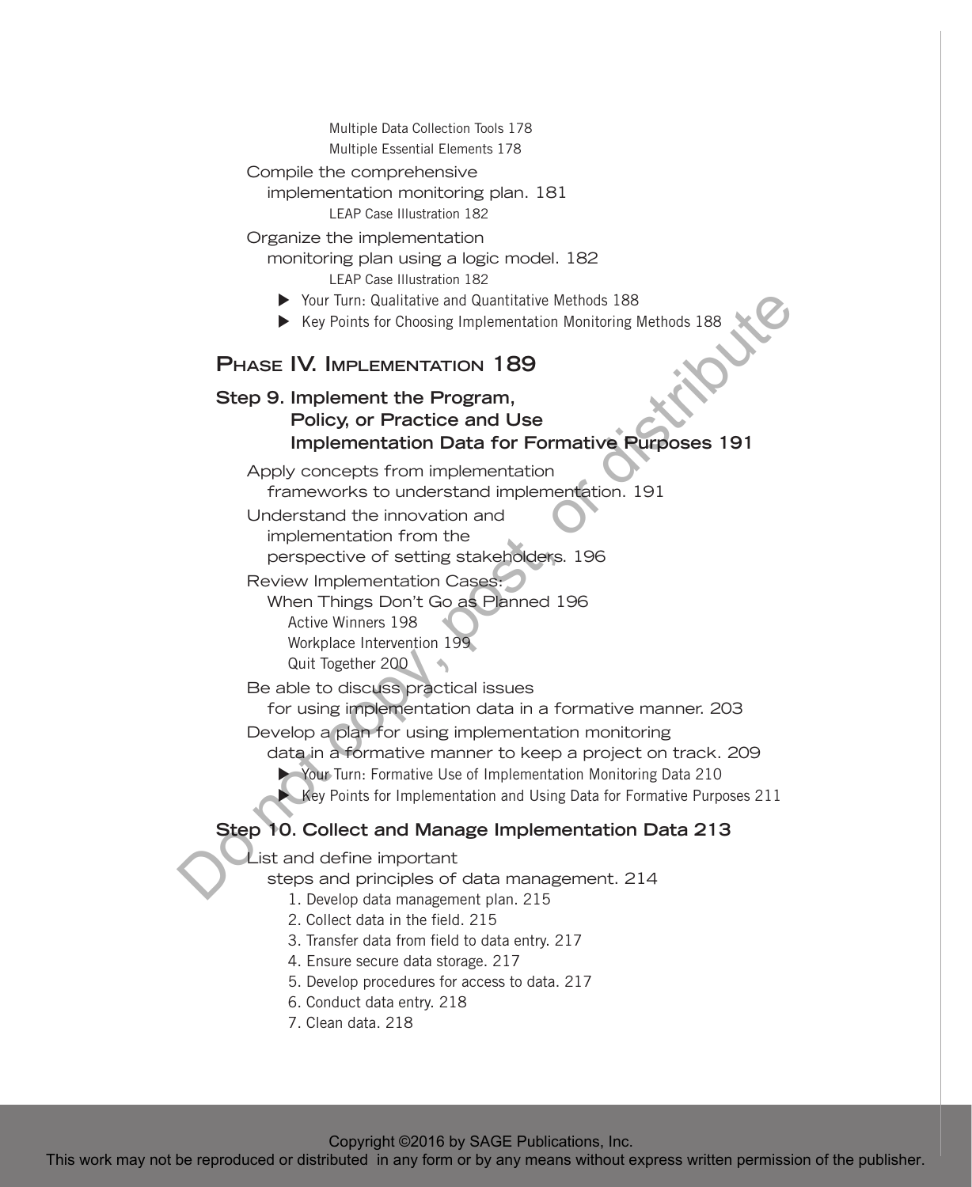Multiple Data Collection Tools 178

Multiple Essential Elements 178

Compile the comprehensive implementation monitoring plan. 181

LEAP Case Illustration 182

Organize the implementation monitoring plan using a logic model. 182

LEAP Case Illustration 182

- ▶ Your Turn: Qualitative and Quantitative Methods 188
- ▶ Key Points for Choosing Implementation Monitoring Methods 188

## Phase IV. Implementation 189

### Step 9. Implement the Program, Policy, or Practice and Use Implementation Data for Formative Purposes 191

Apply concepts from implementation frameworks to understand implementation. 191

Understand the innovation and implementation from the perspective of setting stakeholders. 196

Review Implementation Cases: When Things Don't Go as Planned 196

Active Winners 198

Workplace Intervention 199

Quit Together 200

Be able to discuss practical issues for using implementation data in a formative manner. 203

Develop a plan for using implementation monitoring data in a formative manner to keep a project on track. 209

- ▶ Your Turn: Formative Use of Implementation Monitoring Data 210
- ▶ Key Points for Implementation and Using Data for Formative Purposes 211

### Step 10. Collect and Manage Implementation Data 213

List and define important steps and principles of data management. 214

1. Develop data management plan. 215
2. Collect data in the field. 215
3. Transfer data from field to data entry. 217
4. Ensure secure data storage. 217
5. Develop procedures for access to data. 217
6. Conduct data entry. 218
7. Clean data. 218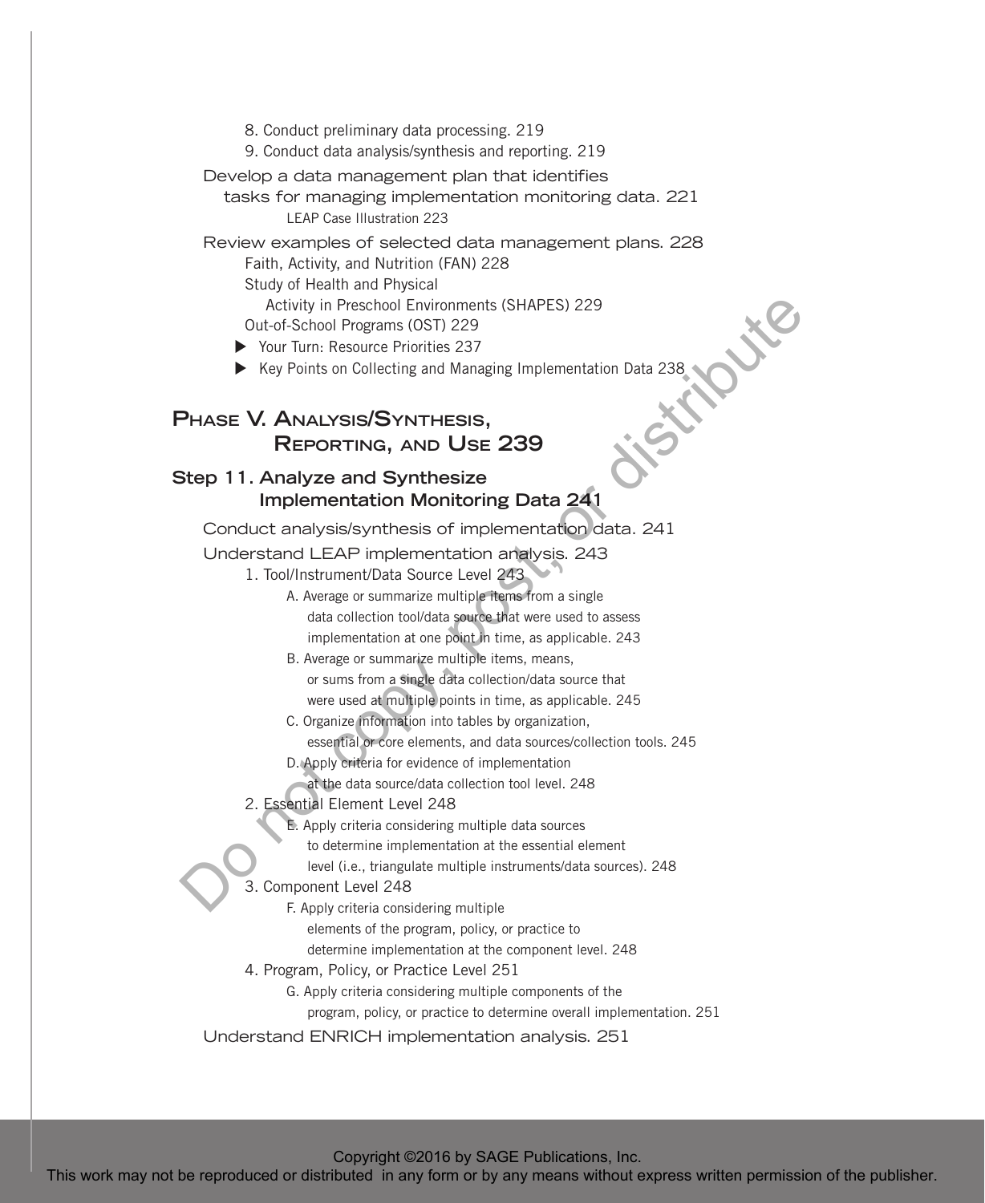8. Conduct preliminary data processing. 219
9. Conduct data analysis/synthesis and reporting. 219

Develop a data management plan that identifies tasks for managing implementation monitoring data. 221

LEAP Case Illustration 223

Review examples of selected data management plans. 228

Faith, Activity, and Nutrition (FAN) 228

Study of Health and Physical Activity in Preschool Environments (SHAPES) 229

Out-of-School Programs (OST) 229

- Your Turn: Resource Priorities 237
- Key Points on Collecting and Managing Implementation Data 238

## Phase V. Analysis/Synthesis, Reporting, and Use 239

### Step 11. Analyze and Synthesize Implementation Monitoring Data 241

Conduct analysis/synthesis of implementation data. 241

Understand LEAP implementation analysis. 243

1. Tool/Instrument/Data Source Level 243
   - A. Average or summarize multiple items from a single data collection tool/data source that were used to assess implementation at one point in time, as applicable. 243
   - B. Average or summarize multiple items, means, or sums from a single data collection/data source that were used at multiple points in time, as applicable. 245
   - C. Organize information into tables by organization, essential or core elements, and data sources/collection tools. 245
   - D. Apply criteria for evidence of implementation at the data source/data collection tool level. 248
2. Essential Element Level 248
   - E. Apply criteria considering multiple data sources to determine implementation at the essential element level (i.e., triangulate multiple instruments/data sources). 248
3. Component Level 248
   - F. Apply criteria considering multiple elements of the program, policy, or practice to determine implementation at the component level. 248
4. Program, Policy, or Practice Level 251
   - G. Apply criteria considering multiple components of the program, policy, or practice to determine overall implementation. 251

Understand ENRICH implementation analysis. 251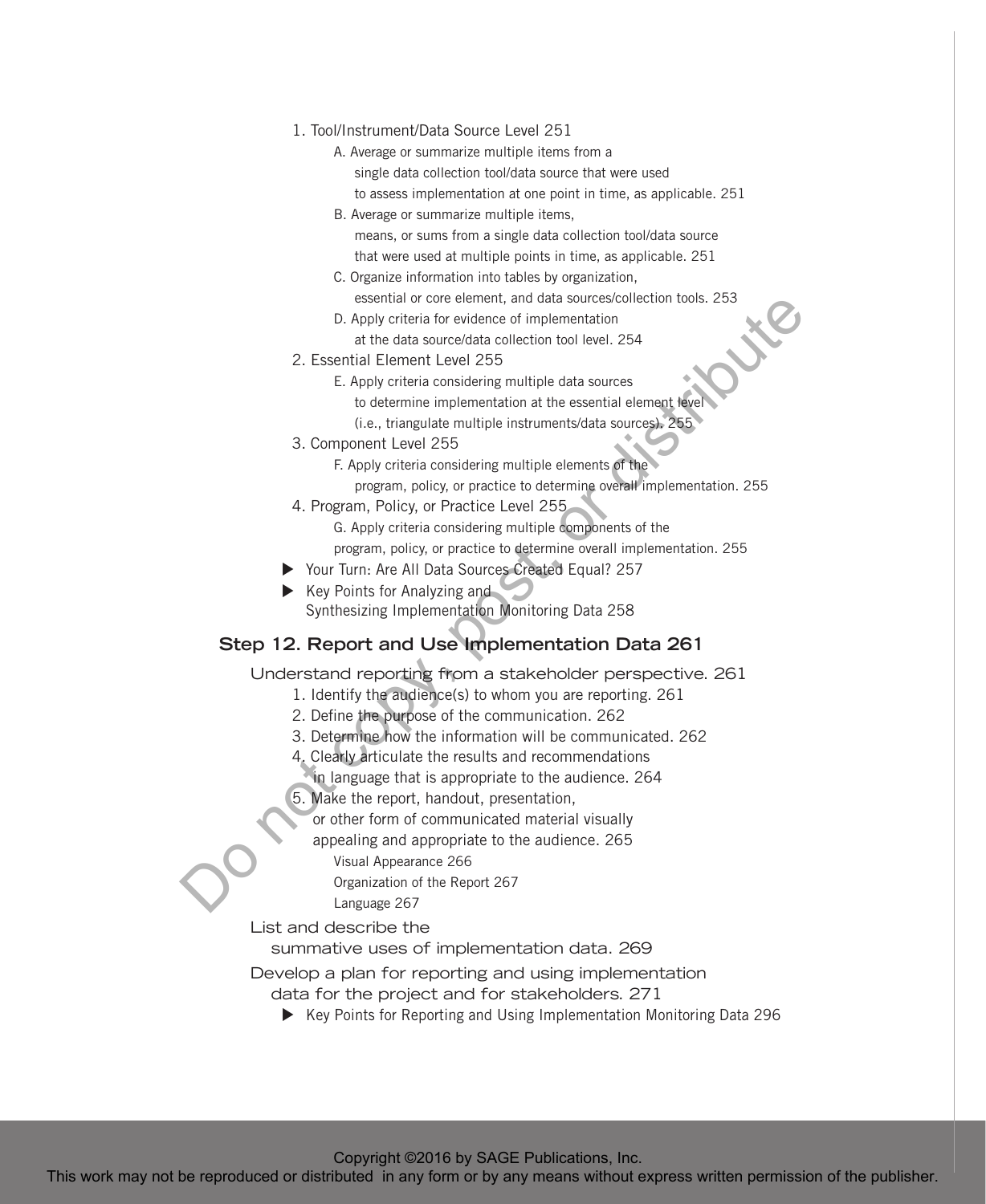1. Tool/Instrument/Data Source Level 251
    - A. Average or summarize multiple items from a single data collection tool/data source that were used to assess implementation at one point in time, as applicable. 251
    - B. Average or summarize multiple items, means, or sums from a single data collection tool/data source that were used at multiple points in time, as applicable. 251
    - C. Organize information into tables by organization, essential or core element, and data sources/collection tools. 253
    - D. Apply criteria for evidence of implementation at the data source/data collection tool level. 254
2. Essential Element Level 255
    - E. Apply criteria considering multiple data sources to determine implementation at the essential element level (i.e., triangulate multiple instruments/data sources). 255
3. Component Level 255
    - F. Apply criteria considering multiple elements of the program, policy, or practice to determine overall implementation. 255
4. Program, Policy, or Practice Level 255
    - G. Apply criteria considering multiple components of the program, policy, or practice to determine overall implementation. 255

- ▶ Your Turn: Are All Data Sources Created Equal? 257
- ▶ Key Points for Analyzing and Synthesizing Implementation Monitoring Data 258

## Step 12. Report and Use Implementation Data 261

Understand reporting from a stakeholder perspective. 261

1. Identify the audience(s) to whom you are reporting. 261
2. Define the purpose of the communication. 262
3. Determine how the information will be communicated. 262
4. Clearly articulate the results and recommendations in language that is appropriate to the audience. 264
5. Make the report, handout, presentation, or other form of communicated material visually appealing and appropriate to the audience. 265
    - Visual Appearance 266
    - Organization of the Report 267
    - Language 267

List and describe the summative uses of implementation data. 269

Develop a plan for reporting and using implementation data for the project and for stakeholders. 271

- ▶ Key Points for Reporting and Using Implementation Monitoring Data 296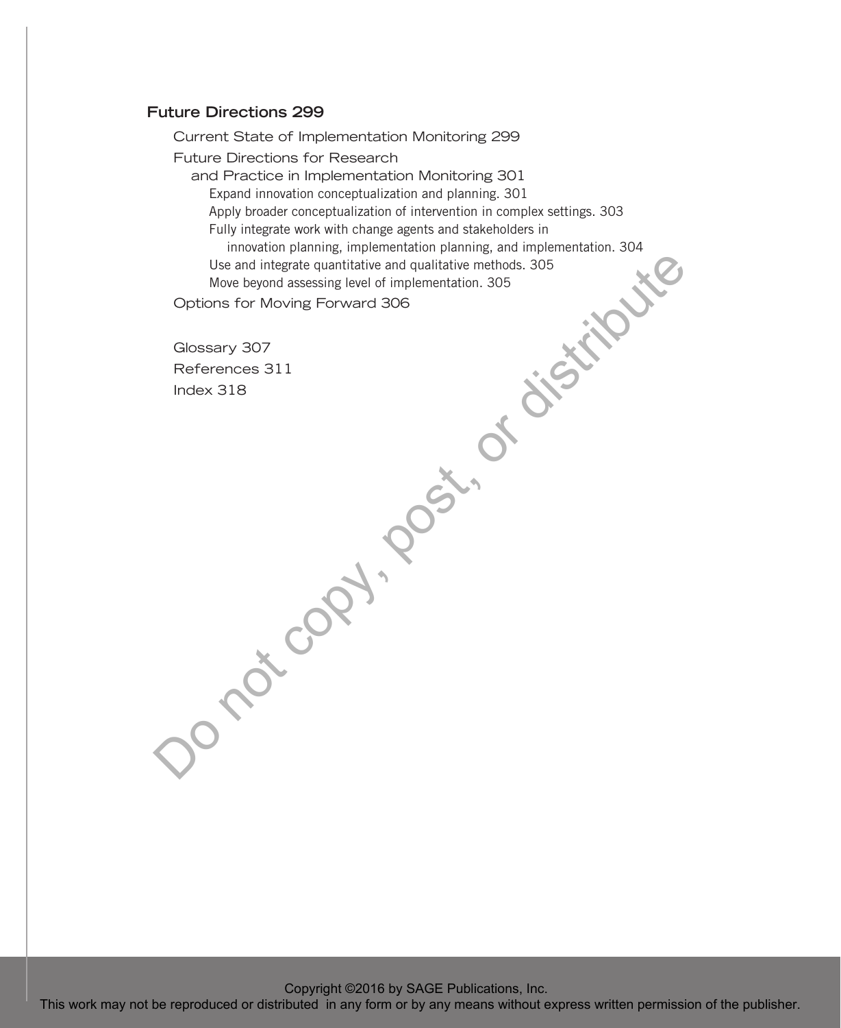**Future Directions 299**

- Current State of Implementation Monitoring 299
- Future Directions for Research and Practice in Implementation Monitoring 301
  - Expand innovation conceptualization and planning. 301
  - Apply broader conceptualization of intervention in complex settings. 303
  - Fully integrate work with change agents and stakeholders in innovation planning, implementation planning, and implementation. 304
  - Use and integrate quantitative and qualitative methods. 305
  - Move beyond assessing level of implementation. 305
- Options for Moving Forward 306

Glossary 307

References 311

Index 318